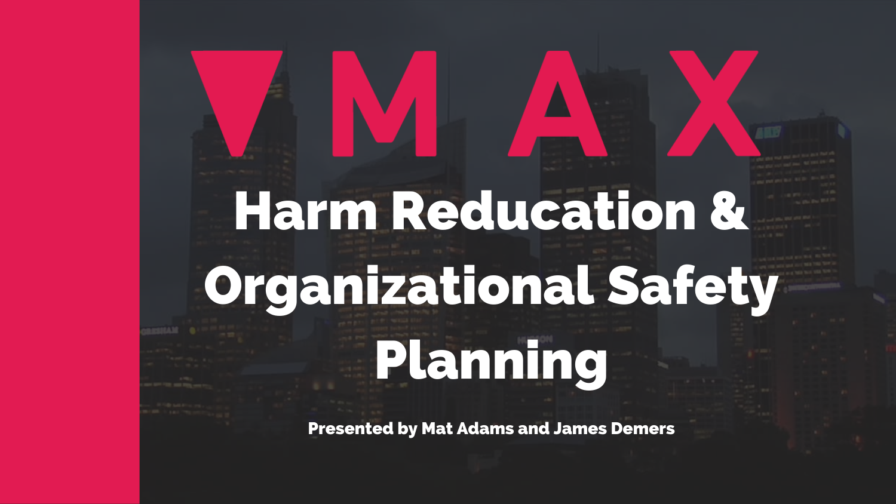# MAX

# Harm Reducation & Organizational Safety Planning

**Presented by Mat Adams and James Demers**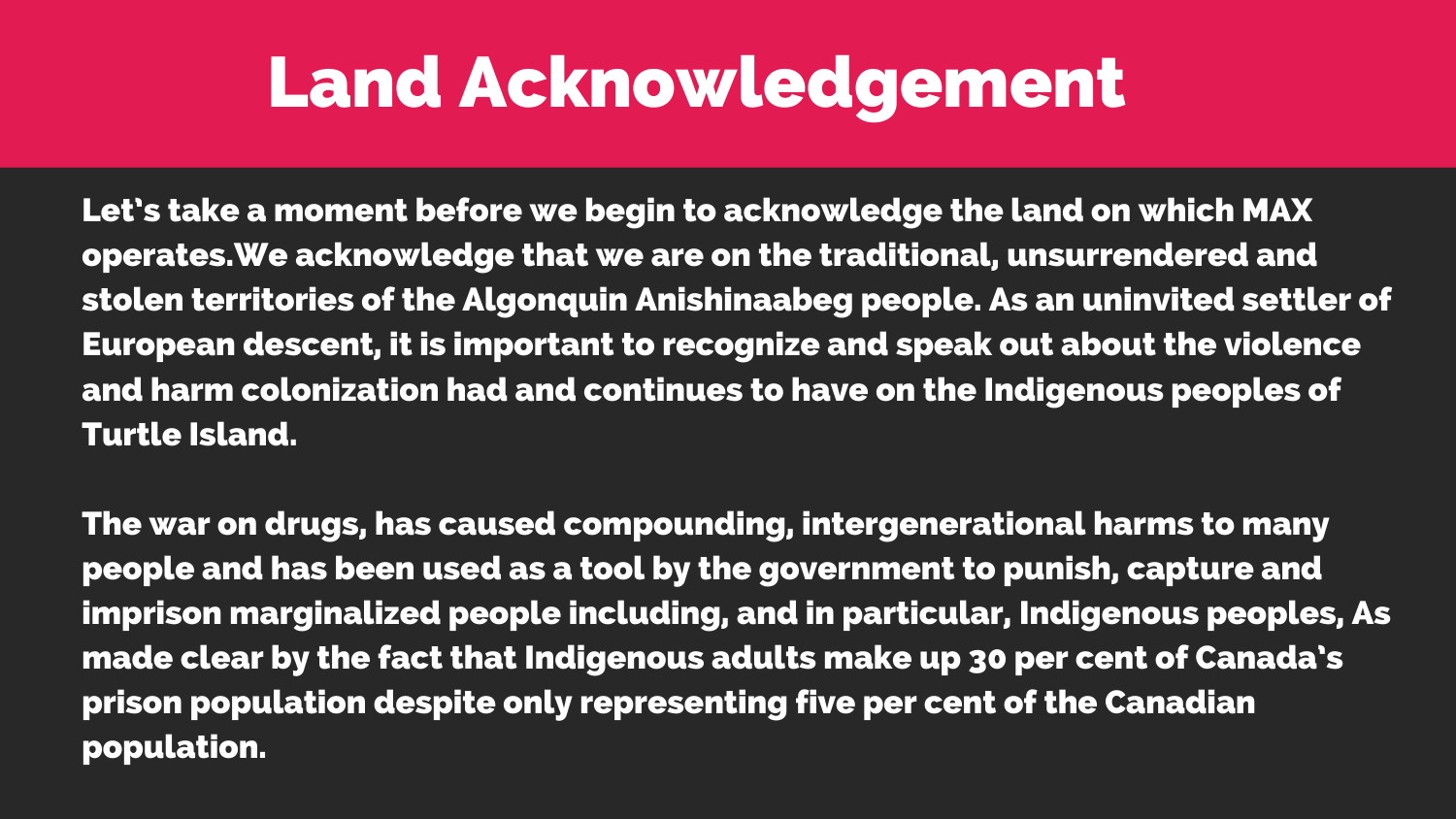# Land Acknowledgement

Let's take a moment before we begin to acknowledge the land on which MAX operates.We acknowledge that we are on the traditional, unsurrendered and stolen territories of the Algonquin Anishinaabeg people. As an uninvited settler of European descent, it is important to recognize and speak out about the violence and harm colonization had and continues to have on the Indigenous peoples of Turtle Island.

The war on drugs, has caused compounding, intergenerational harms to many people and has been used as a tool by the government to punish, capture and imprison marginalized people including, and in particular, Indigenous peoples, As made clear by the fact that Indigenous adults make up 30 per cent of Canada's prison population despite only representing five per cent of the Canadian population.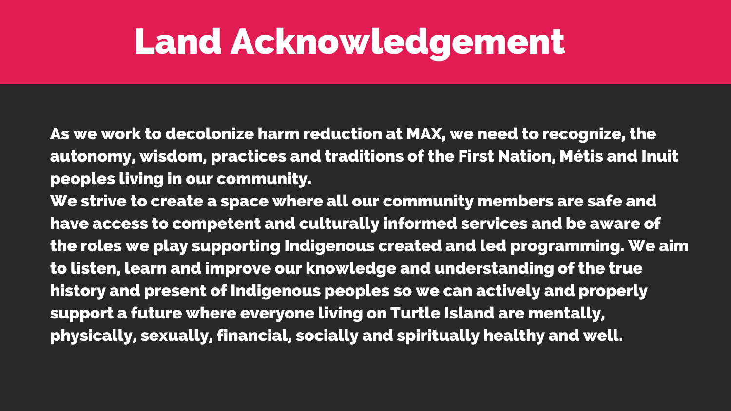# Land Acknowledgement

As we work to decolonize harm reduction at MAX, we need to recognize, the autonomy, wisdom, practices and traditions of the First Nation, Métis and Inuit peoples living in our community.

We strive to create a space where all our community members are safe and have access to competent and culturally informed services and be aware of the roles we play supporting Indigenous created and led programming. We aim to listen, learn and improve our knowledge and understanding of the true history and present of Indigenous peoples so we can actively and properly support a future where everyone living on Turtle Island are mentally, physically, sexually, financial, socially and spiritually healthy and well.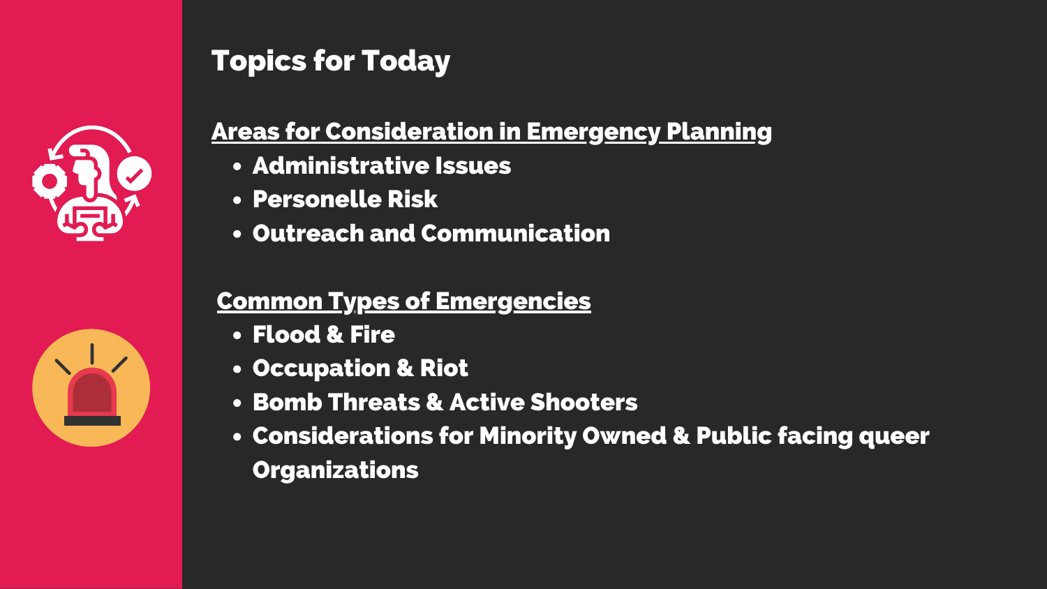# Topics for Today

## Areas for Consideration in Emergency Planning

- Administrative Issues
- Personelle Risk
- Outreach and Communication

## Common Types of Emergencies

- Flood & Fire
- Occupation & Riot
- Bomb Threats & Active Shooters
- Considerations for Minority Owned & Public facing queer Organizations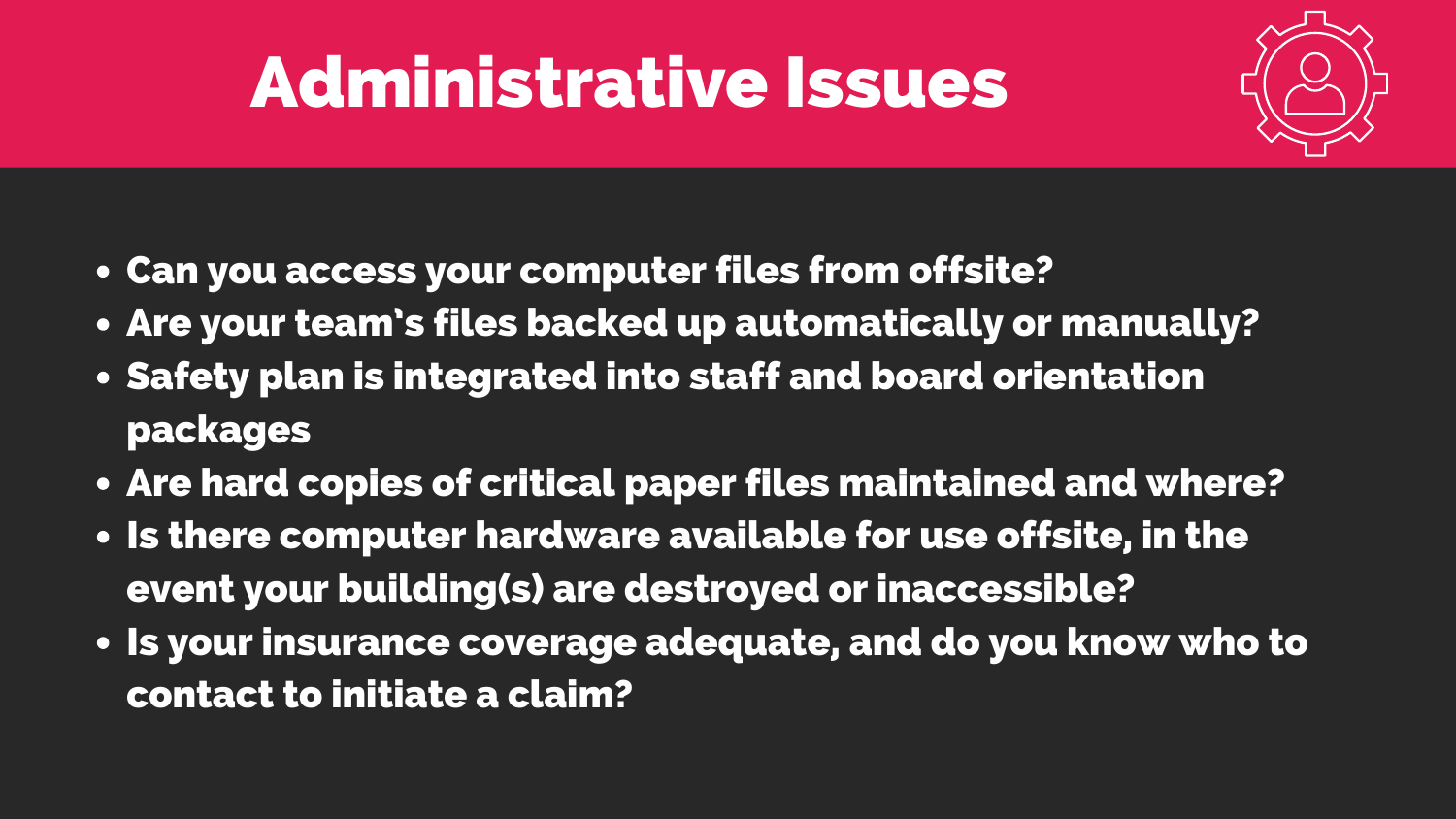# Administrative Issues

- Can you access your computer files from offsite?
- Are your team's files backed up automatically or manually?
- Safety plan is integrated into staff and board orientation packages
- Are hard copies of critical paper files maintained and where?
- Is there computer hardware available for use offsite, in the event your building(s) are destroyed or inaccessible?
- Is your insurance coverage adequate, and do you know who to contact to initiate a claim?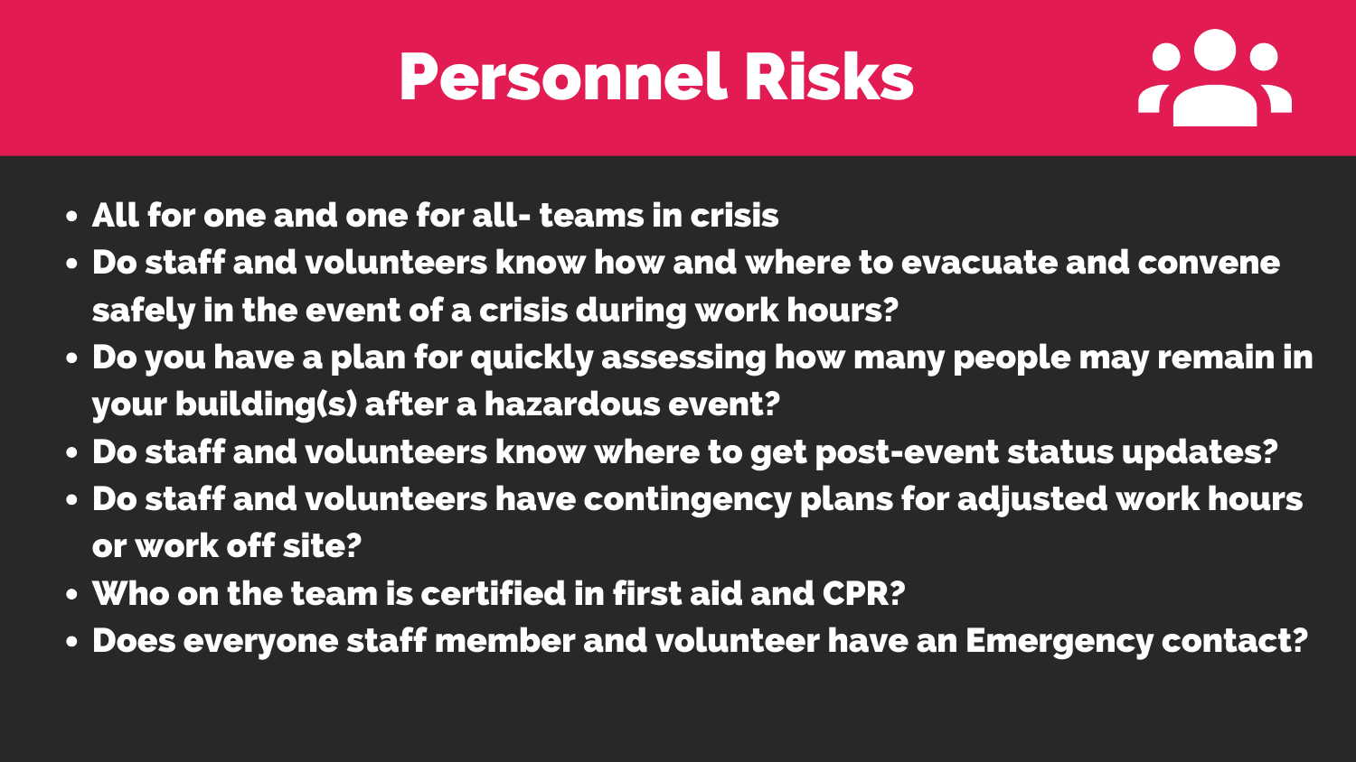# Personnel Risks

- All for one and one for all- teams in crisis
- Do staff and volunteers know how and where to evacuate and convene safely in the event of a crisis during work hours?
- Do you have a plan for quickly assessing how many people may remain in your building(s) after a hazardous event?
- Do staff and volunteers know where to get post-event status updates?
- Do staff and volunteers have contingency plans for adjusted work hours or work off site?
- Who on the team is certified in first aid and CPR?
- Does everyone staff member and volunteer have an Emergency contact?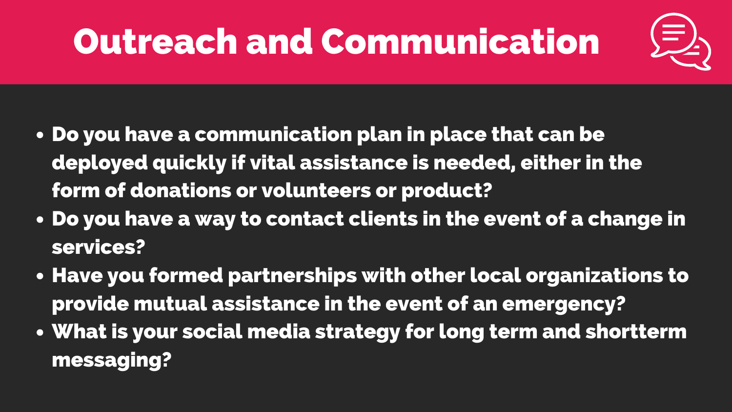# Outreach and Communication

- Do you have a communication plan in place that can be deployed quickly if vital assistance is needed, either in the form of donations or volunteers or product?
- Do you have a way to contact clients in the event of a change in services?
- Have you formed partnerships with other local organizations to provide mutual assistance in the event of an emergency?
- What is your social media strategy for long term and shortterm messaging?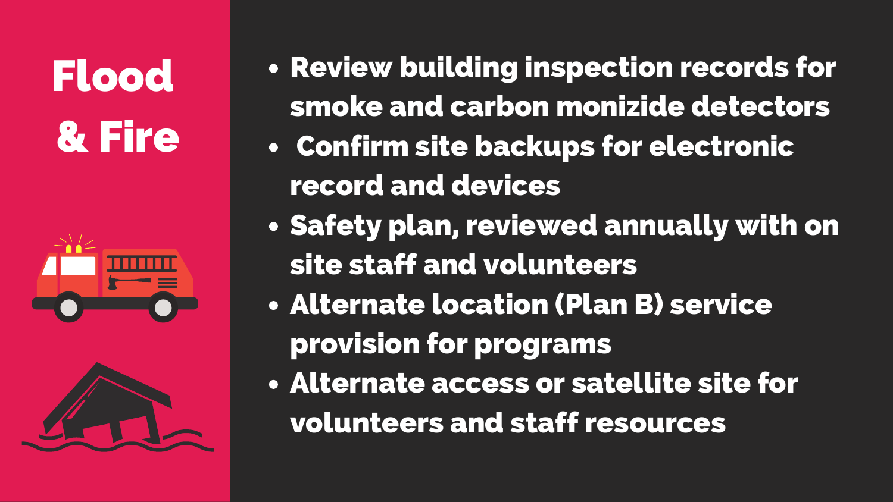# Flood & Fire

- Review building inspection records for smoke and carbon monizide detectors
- Confirm site backups for electronic record and devices
- Safety plan, reviewed annually with on site staff and volunteers
- Alternate location (Plan B) service provision for programs
- Alternate access or satellite site for volunteers and staff resources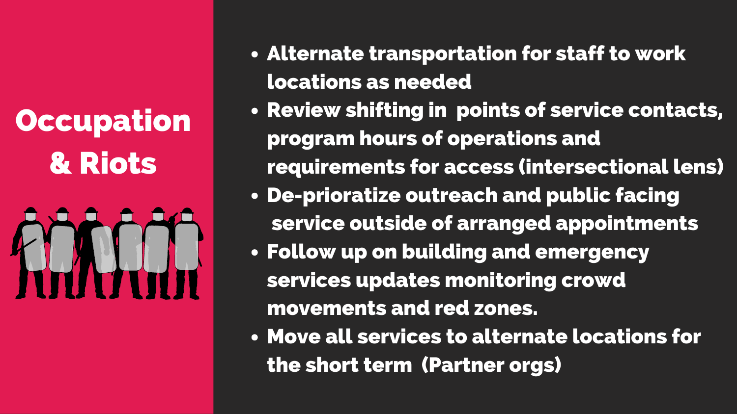# Occupation & Riots

- Alternate transportation for staff to work locations as needed
- Review shifting in points of service contacts, program hours of operations and requirements for access (intersectional lens)
- De-prioratize outreach and public facing service outside of arranged appointments
- Follow up on building and emergency services updates monitoring crowd movements and red zones.
- Move all services to alternate locations for the short term (Partner orgs)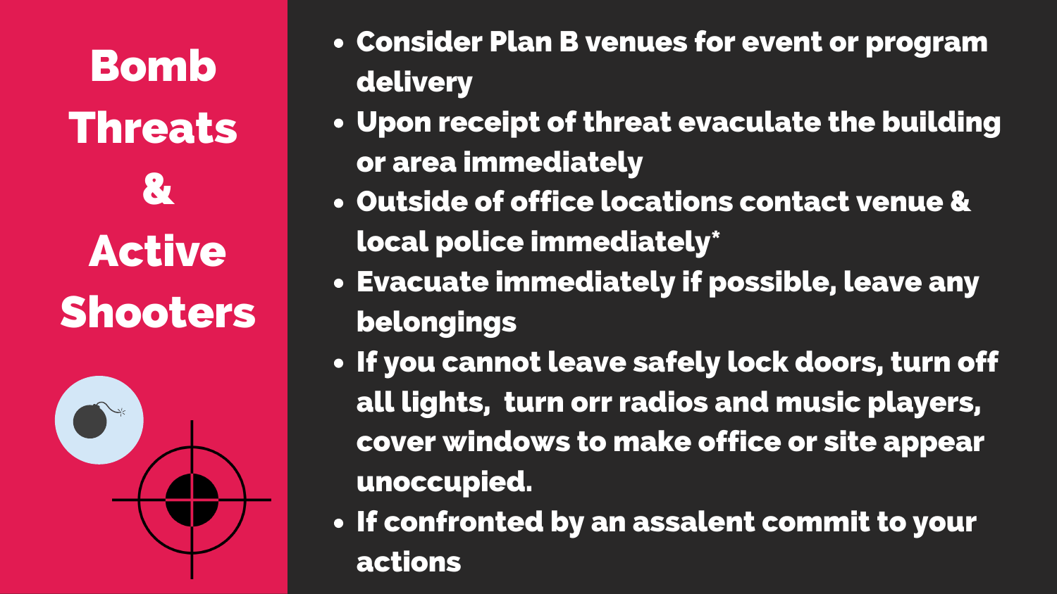# Bomb Threats & Active Shooters

- Consider Plan B venues for event or program delivery
- Upon receipt of threat evaculate the building or area immediately
- Outside of office locations contact venue & local police immediately*
- Evacuate immediately if possible, leave any belongings
- If you cannot leave safely lock doors, turn off all lights, turn orr radios and music players, cover windows to make office or site appear unoccupied.
- If confronted by an assalent commit to your actions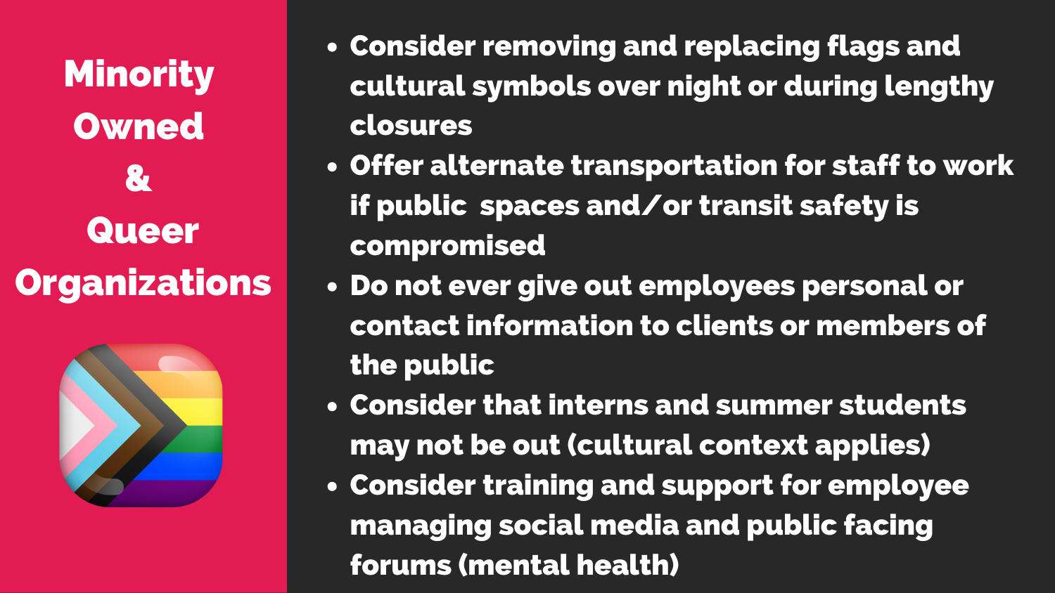# Minority Owned & Queer Organizations

- Consider removing and replacing flags and cultural symbols over night or during lengthy closures
- Offer alternate transportation for staff to work if public spaces and/or transit safety is compromised
- Do not ever give out employees personal or contact information to clients or members of the public
- Consider that interns and summer students may not be out (cultural context applies)
- Consider training and support for employee managing social media and public facing forums (mental health)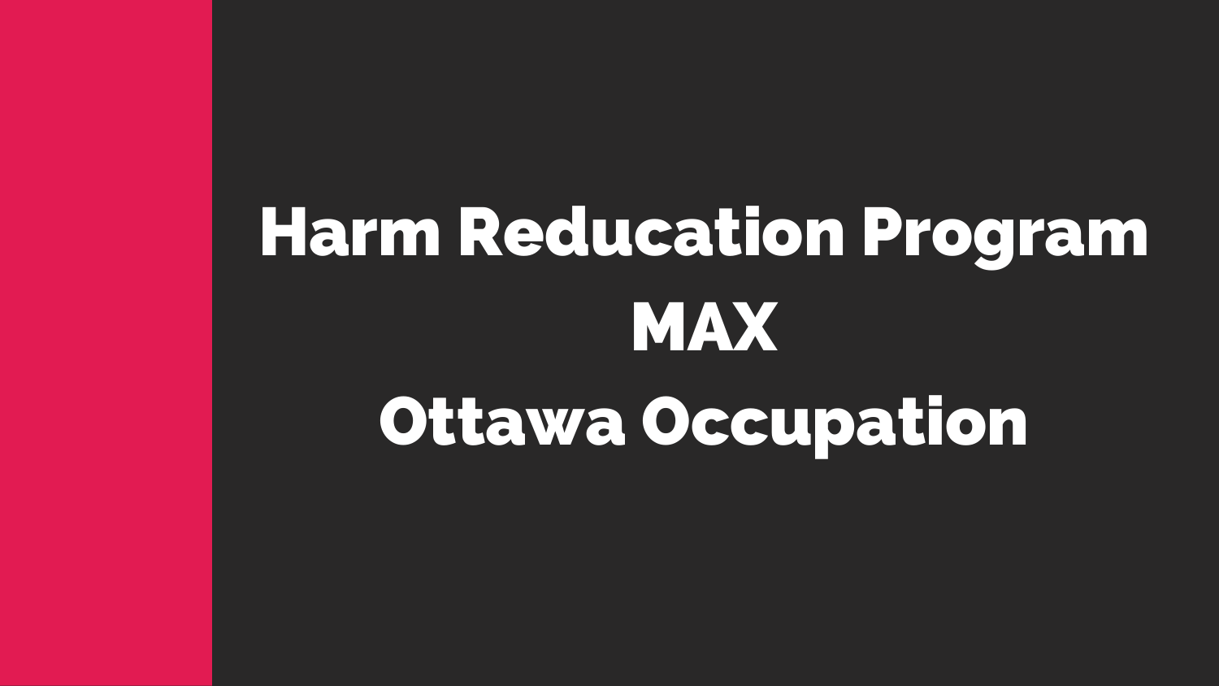# Harm Reducation Program

# MAX

# Ottawa Occupation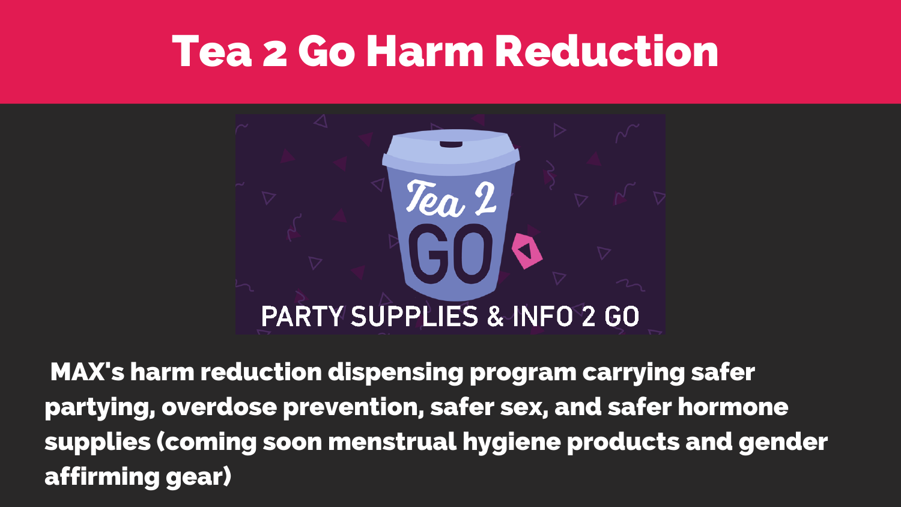# Tea 2 Go Harm Reduction

MAX's harm reduction dispensing program carrying safer partying, overdose prevention, safer sex, and safer hormone supplies (coming soon menstrual hygiene products and gender affirming gear)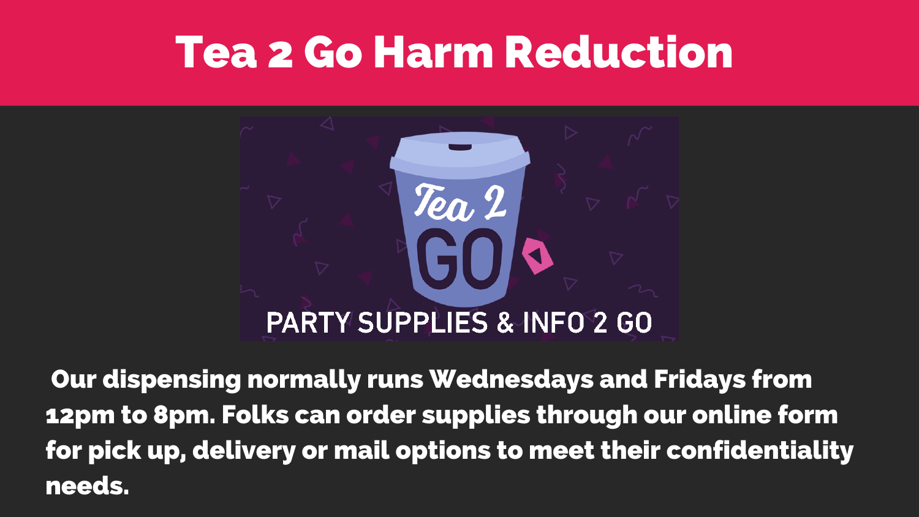# Tea 2 Go Harm Reduction

Tea 2 GO

PARTY SUPPLIES & INFO 2 GO

**Our dispensing normally runs Wednesdays and Fridays from 12pm to 8pm. Folks can order supplies through our online form for pick up, delivery or mail options to meet their confidentiality needs.**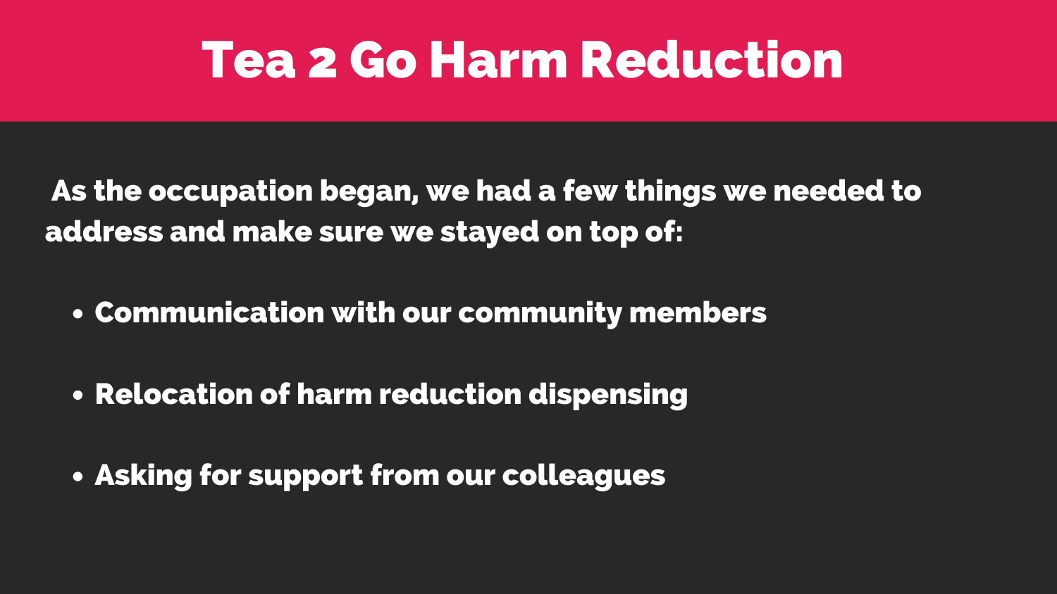# Tea 2 Go Harm Reduction

As the occupation began, we had a few things we needed to address and make sure we stayed on top of:

- Communication with our community members
- Relocation of harm reduction dispensing
- Asking for support from our colleagues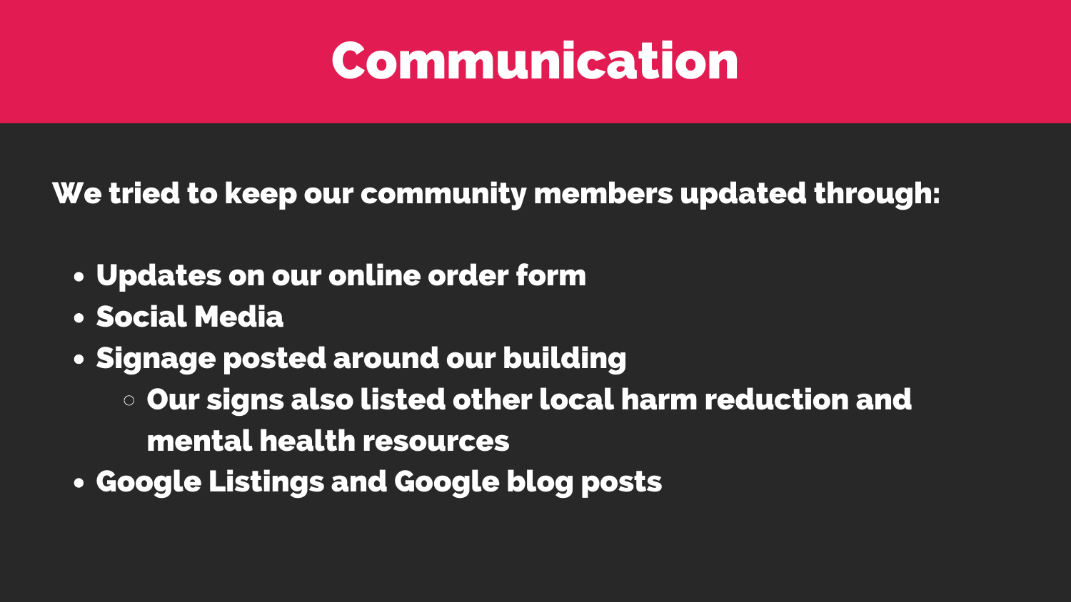# Communication

**We tried to keep our community members updated through:**

- **Updates on our online order form**
- **Social Media**
- **Signage posted around our building**
  - **Our signs also listed other local harm reduction and mental health resources**
- **Google Listings and Google blog posts**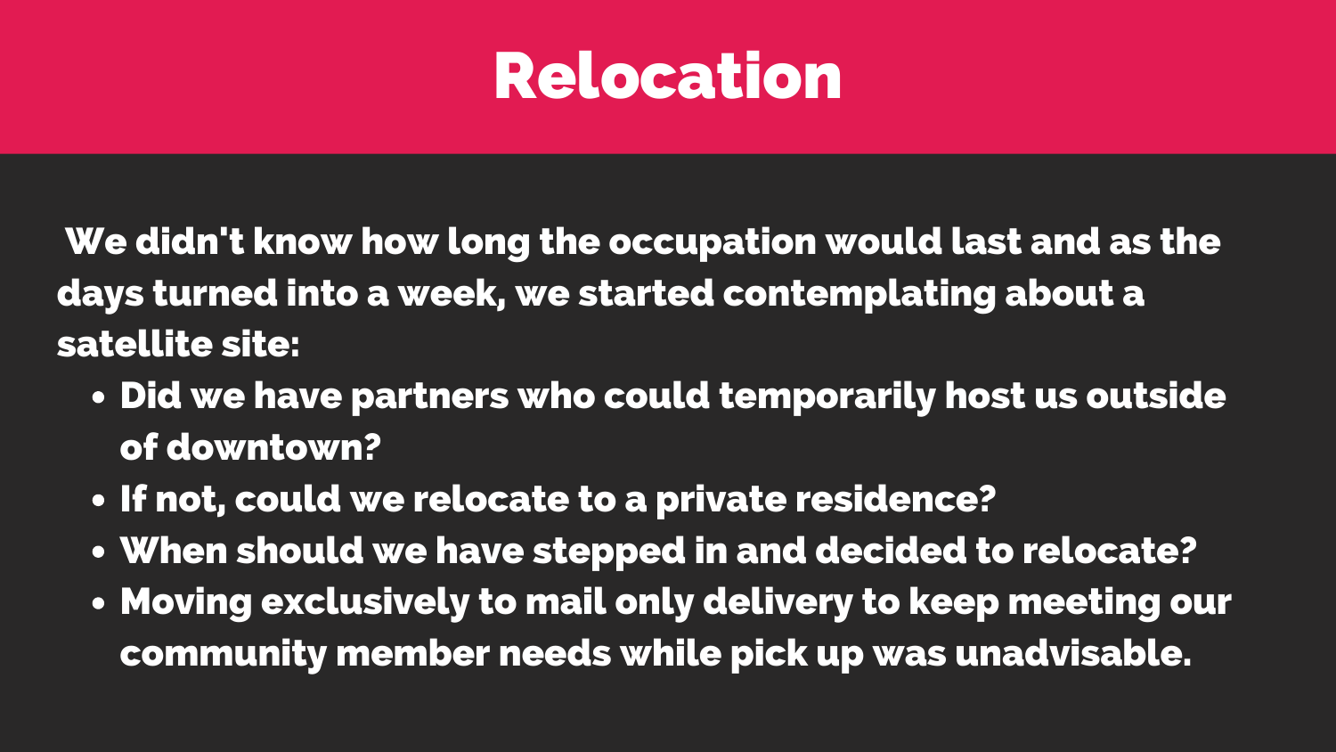# Relocation

We didn't know how long the occupation would last and as the days turned into a week, we started contemplating about a satellite site:

- Did we have partners who could temporarily host us outside of downtown?
- If not, could we relocate to a private residence?
- When should we have stepped in and decided to relocate?
- Moving exclusively to mail only delivery to keep meeting our community member needs while pick up was unadvisable.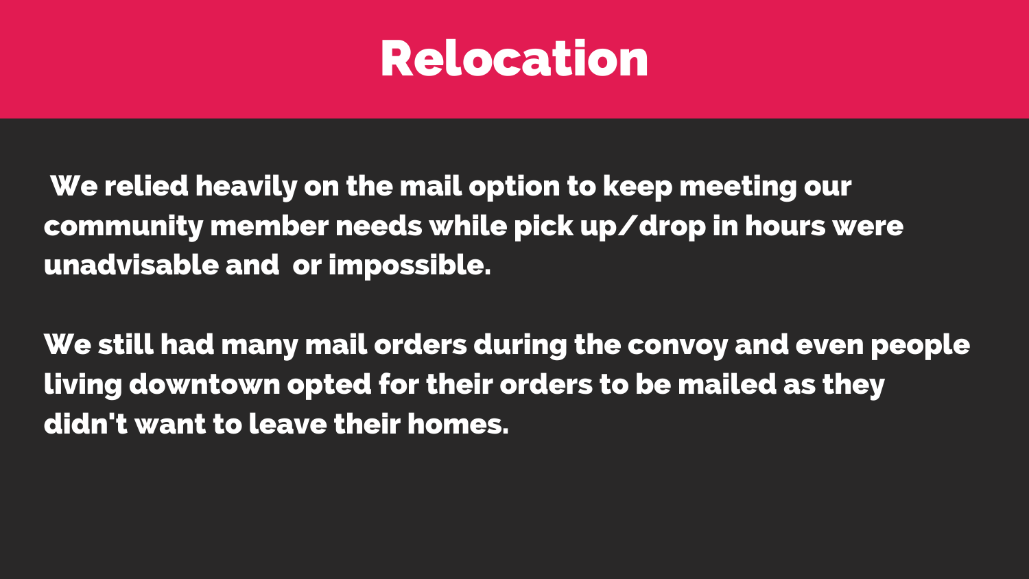# Relocation

We relied heavily on the mail option to keep meeting our community member needs while pick up/drop in hours were unadvisable and  or impossible.

We still had many mail orders during the convoy and even people living downtown opted for their orders to be mailed as they didn't want to leave their homes.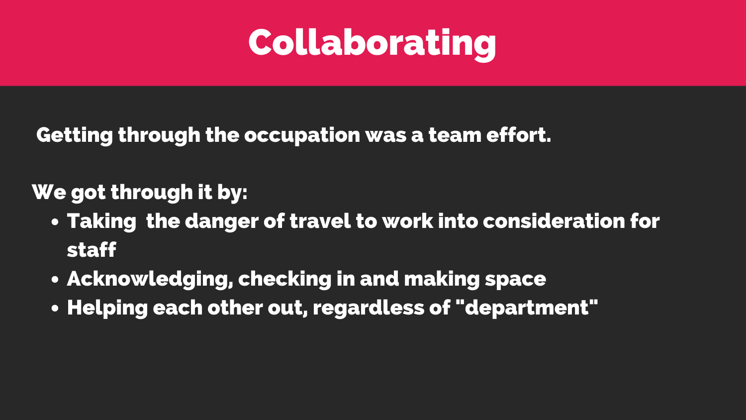# Collaborating

Getting through the occupation was a team effort.

We got through it by:

- Taking  the danger of travel to work into consideration for staff
- Acknowledging, checking in and making space
- Helping each other out, regardless of "department"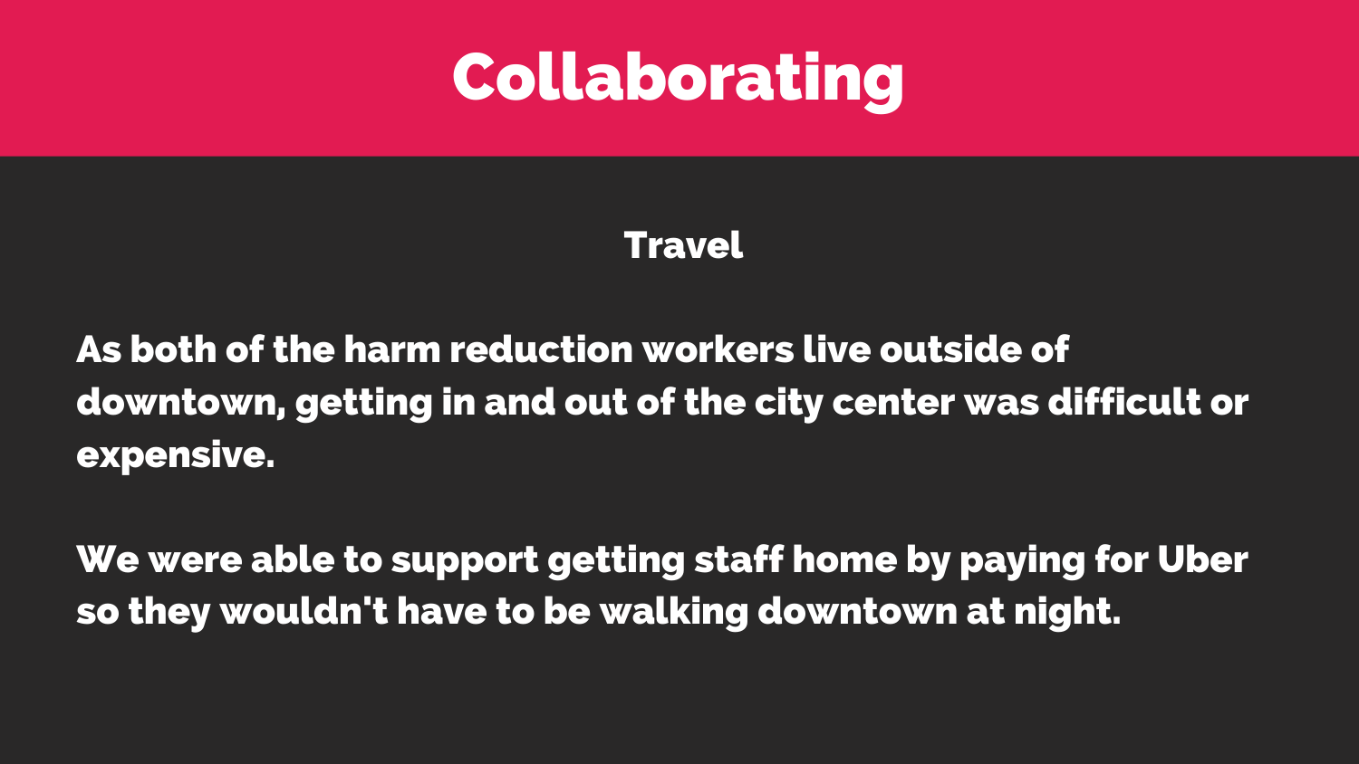# Collaborating

## Travel

**As both of the harm reduction workers live outside of downtown, getting in and out of the city center was difficult or expensive.**

**We were able to support getting staff home by paying for Uber so they wouldn't have to be walking downtown at night.**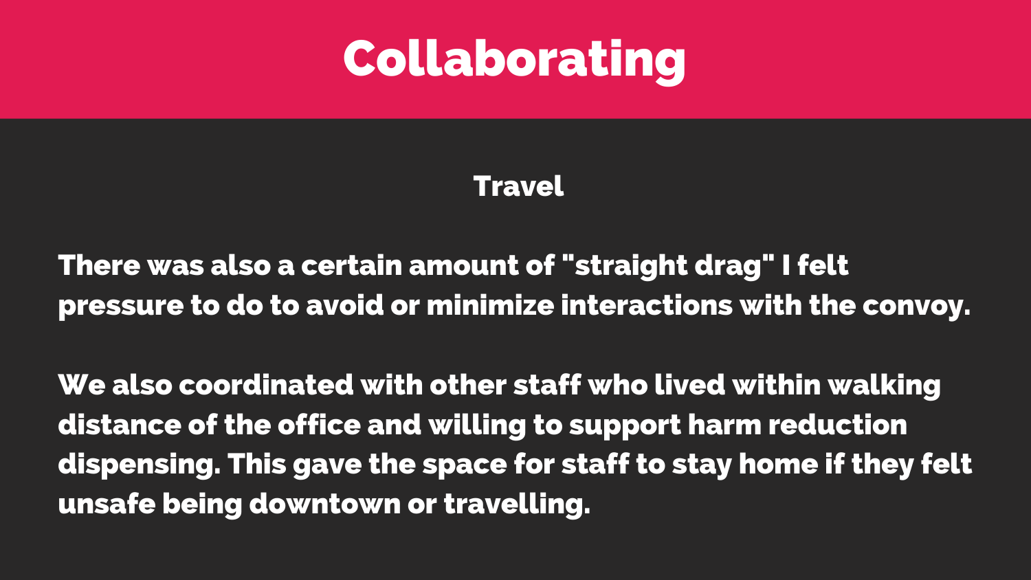# Collaborating

## Travel

There was also a certain amount of "straight drag" I felt pressure to do to avoid or minimize interactions with the convoy.

We also coordinated with other staff who lived within walking distance of the office and willing to support harm reduction dispensing. This gave the space for staff to stay home if they felt unsafe being downtown or travelling.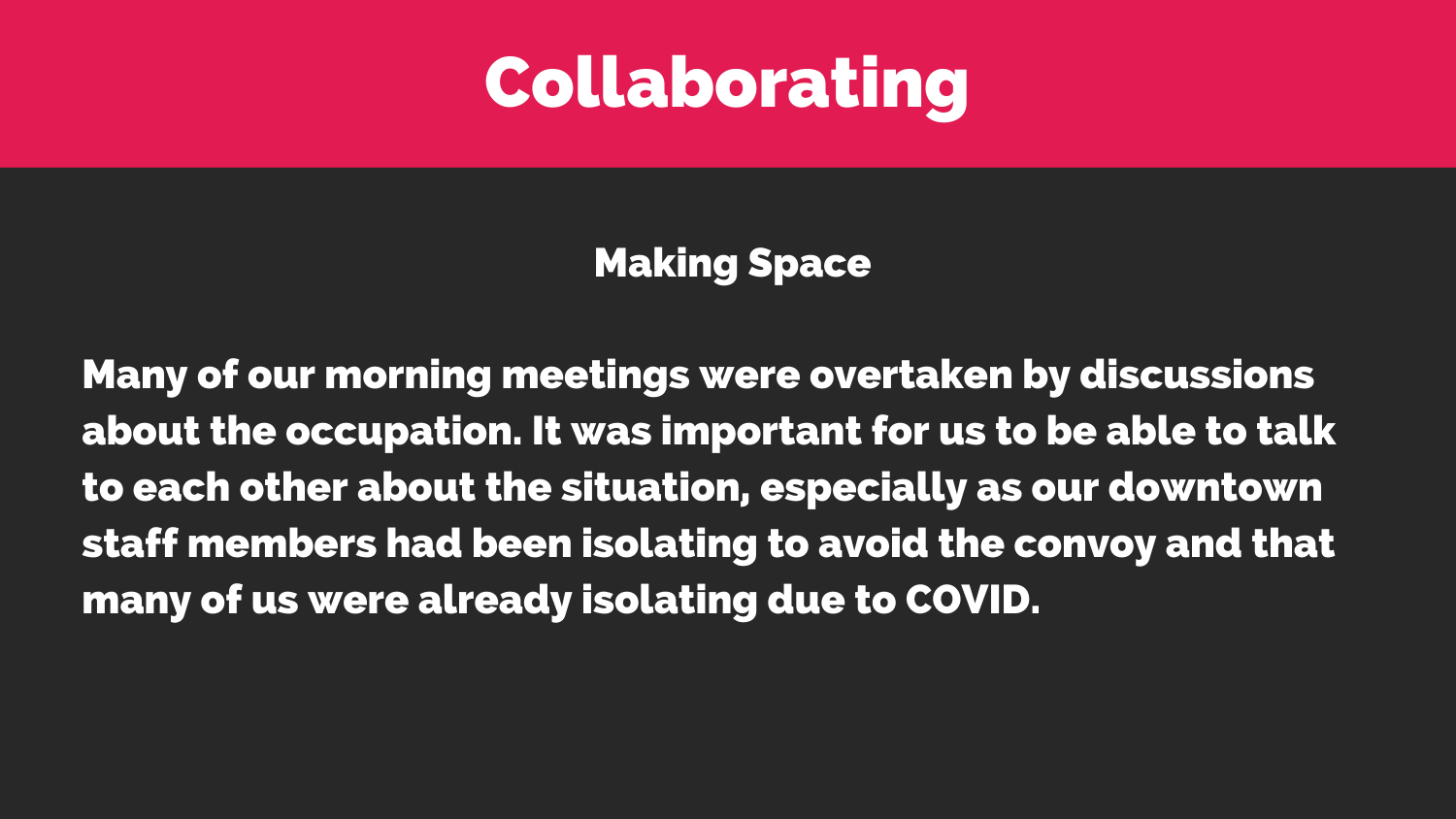# Collaborating

## Making Space

Many of our morning meetings were overtaken by discussions about the occupation. It was important for us to be able to talk to each other about the situation, especially as our downtown staff members had been isolating to avoid the convoy and that many of us were already isolating due to COVID.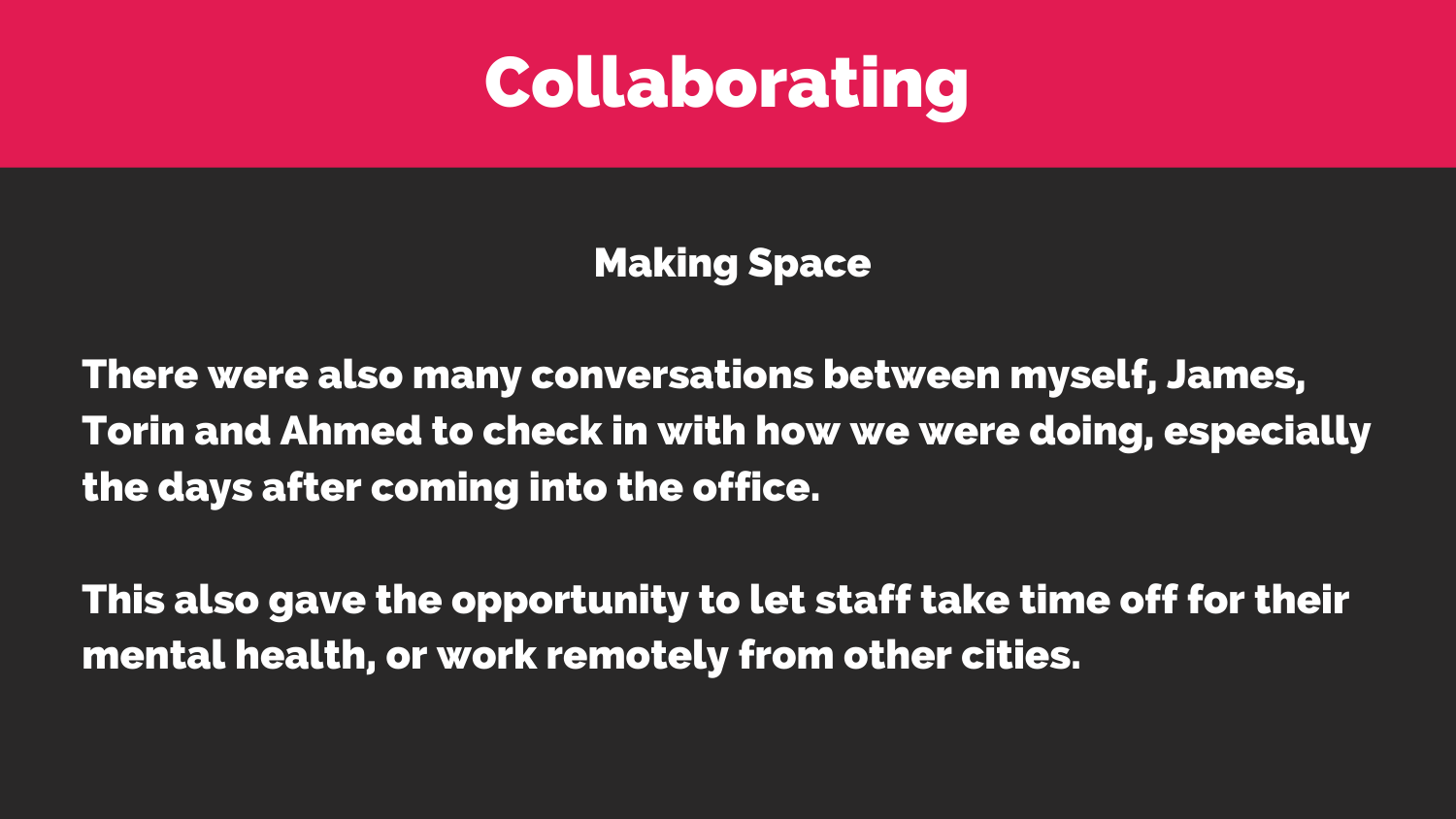# Collaborating

## Making Space

There were also many conversations between myself, James, Torin and Ahmed to check in with how we were doing, especially the days after coming into the office.

This also gave the opportunity to let staff take time off for their mental health, or work remotely from other cities.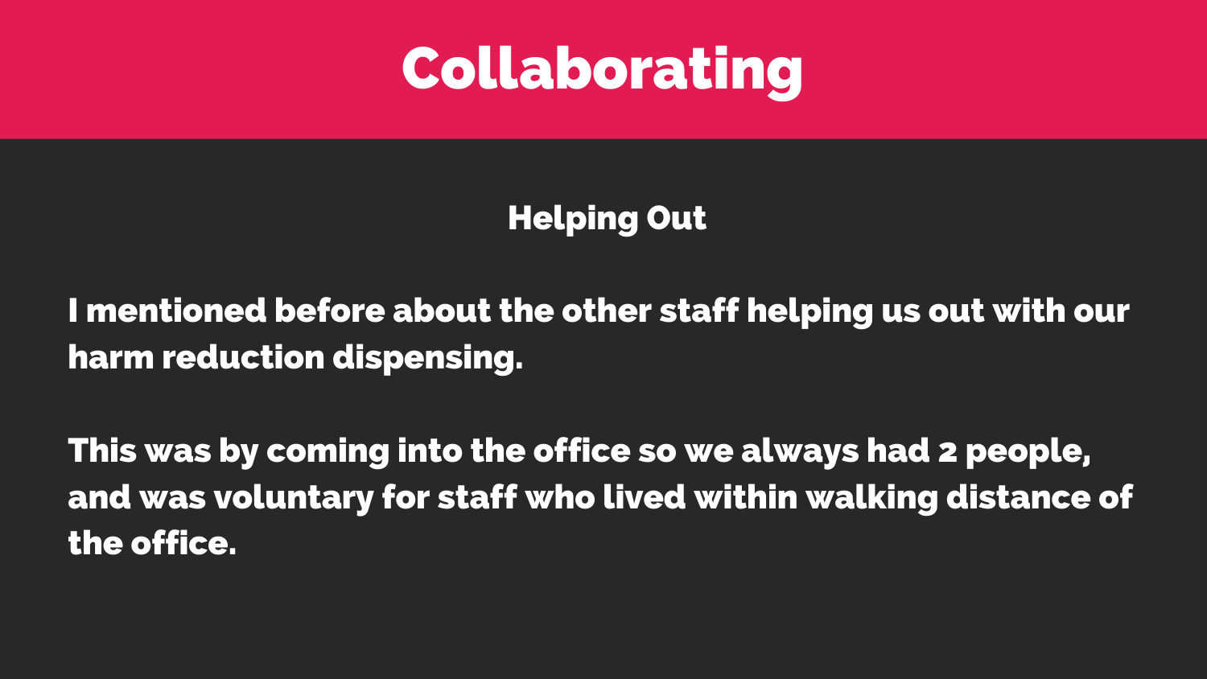# Collaborating

## Helping Out

**I mentioned before about the other staff helping us out with our harm reduction dispensing.**

**This was by coming into the office so we always had 2 people, and was voluntary for staff who lived within walking distance of the office.**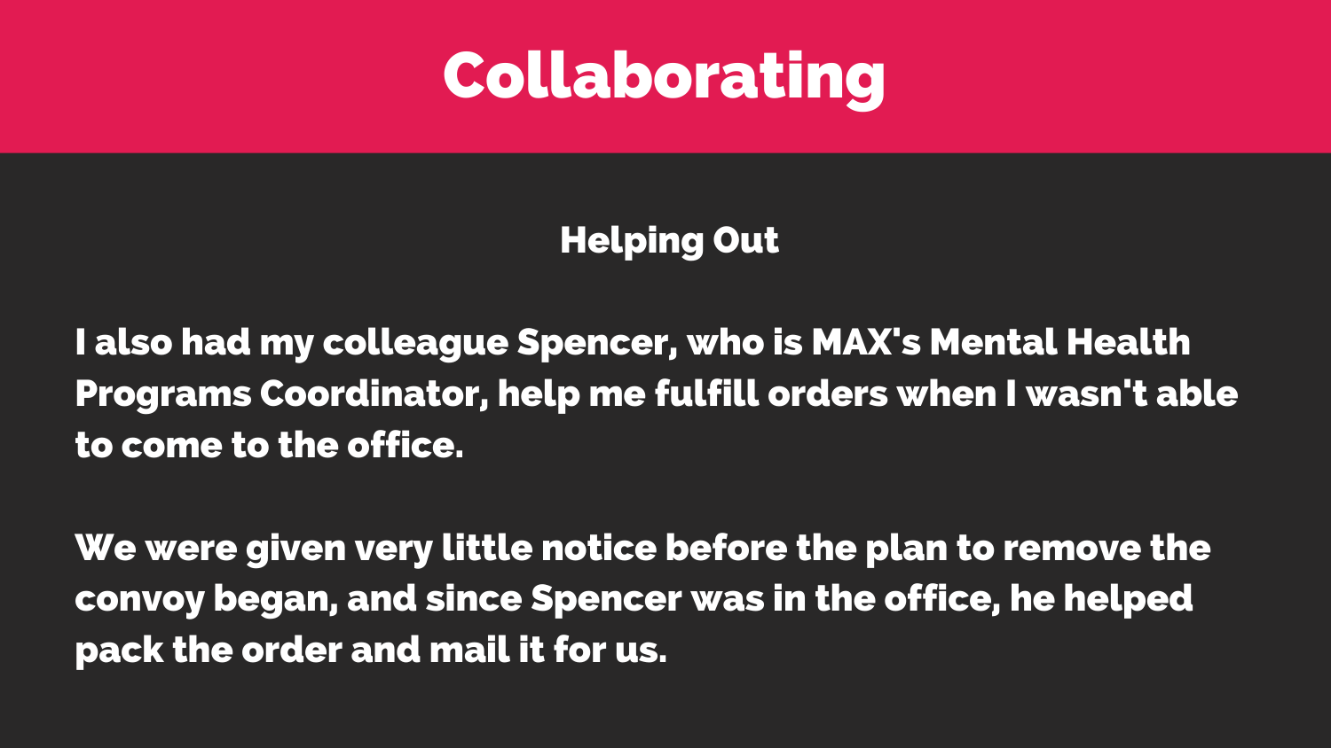# Collaborating

## Helping Out

I also had my colleague Spencer, who is MAX's Mental Health Programs Coordinator, help me fulfill orders when I wasn't able to come to the office.

We were given very little notice before the plan to remove the convoy began, and since Spencer was in the office, he helped pack the order and mail it for us.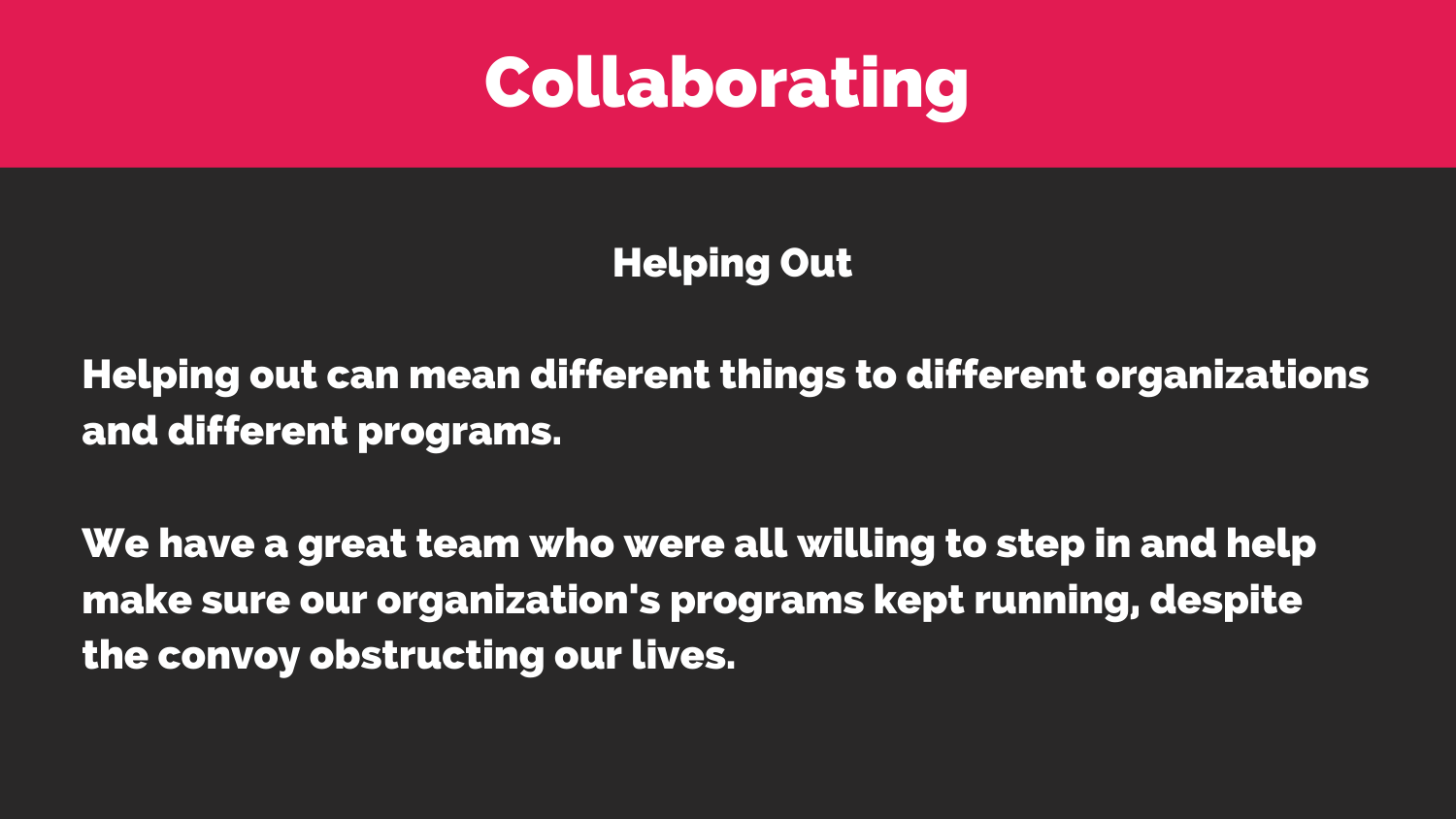# Collaborating

## Helping Out

Helping out can mean different things to different organizations and different programs.

We have a great team who were all willing to step in and help make sure our organization's programs kept running, despite the convoy obstructing our lives.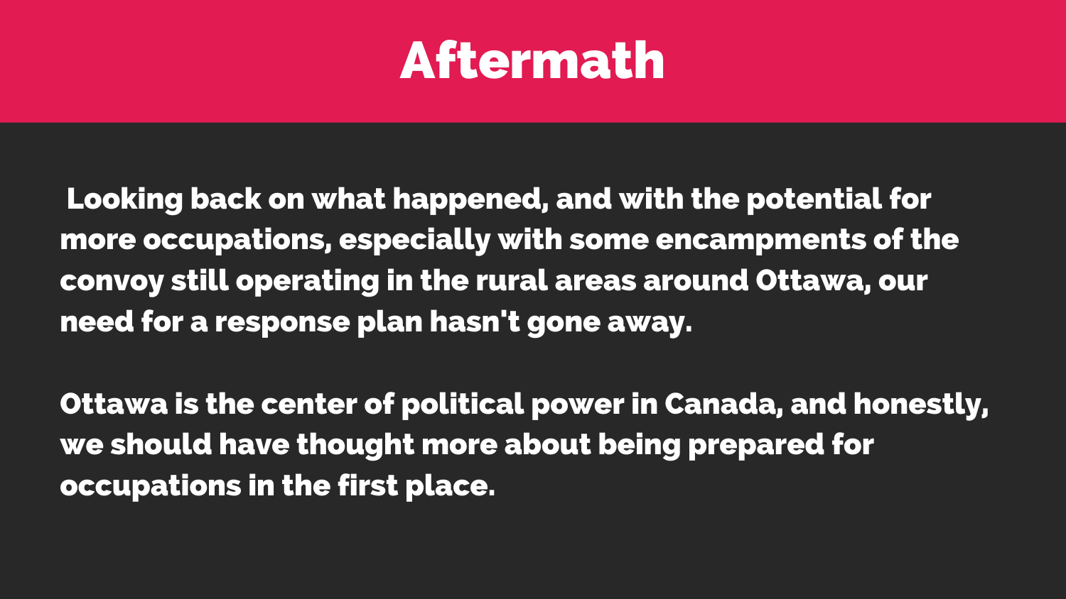# Aftermath

Looking back on what happened, and with the potential for more occupations, especially with some encampments of the convoy still operating in the rural areas around Ottawa, our need for a response plan hasn't gone away.

Ottawa is the center of political power in Canada, and honestly, we should have thought more about being prepared for occupations in the first place.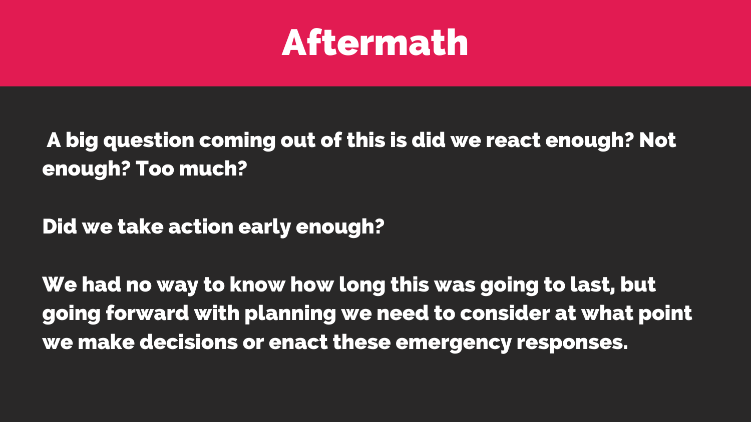# Aftermath

A big question coming out of this is did we react enough? Not enough? Too much?

Did we take action early enough?

We had no way to know how long this was going to last, but going forward with planning we need to consider at what point we make decisions or enact these emergency responses.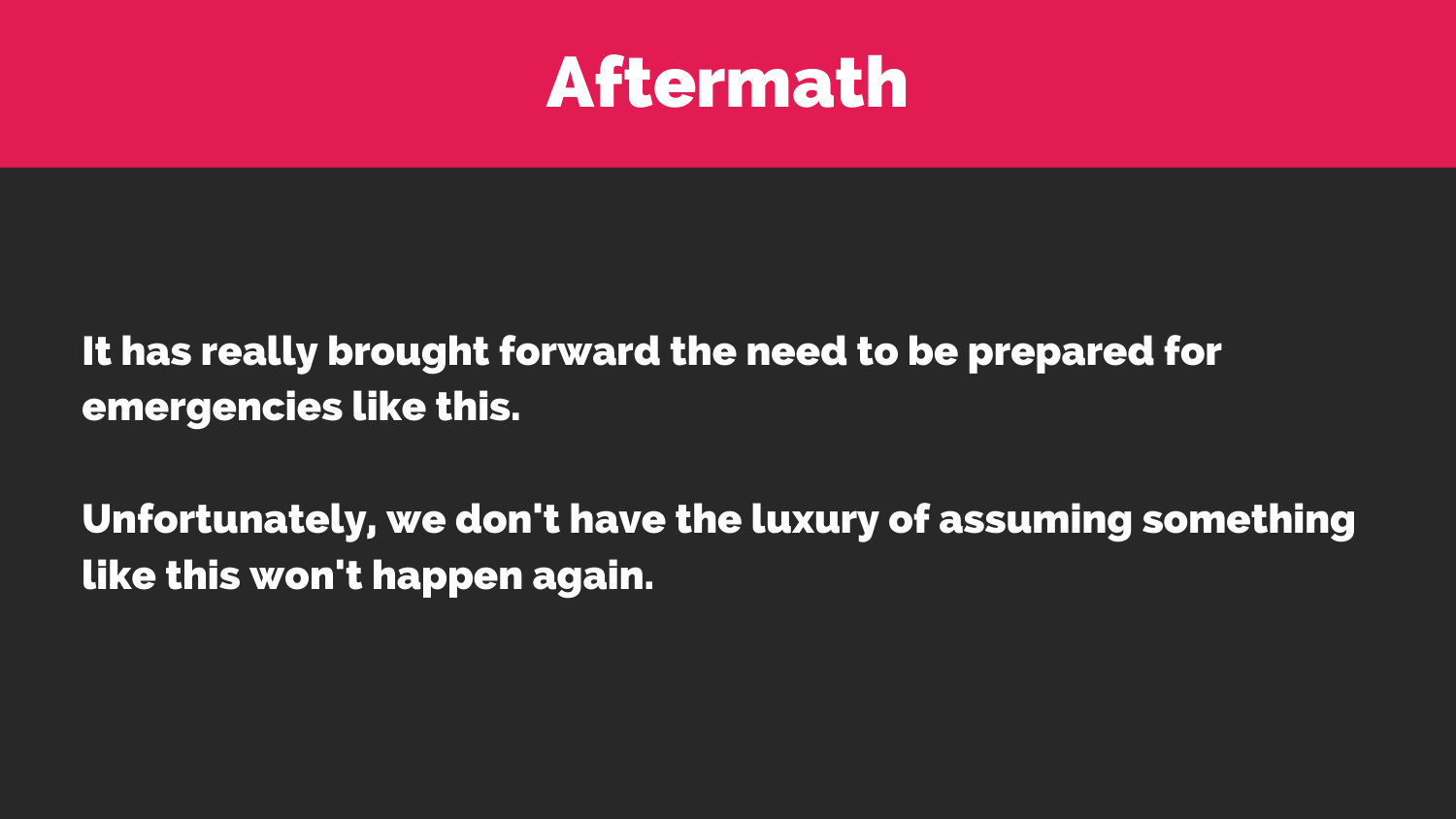# Aftermath

It has really brought forward the need to be prepared for emergencies like this.

Unfortunately, we don't have the luxury of assuming something like this won't happen again.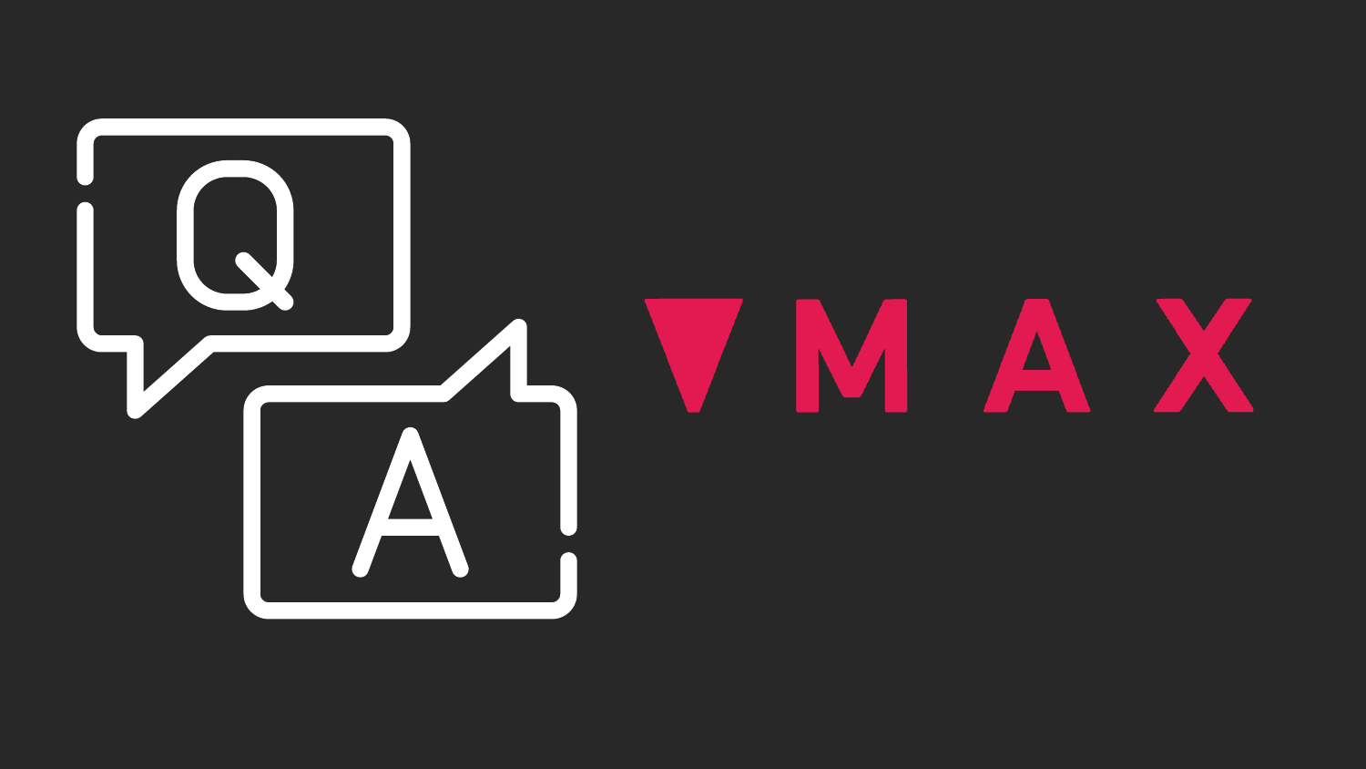Q

A

VMAX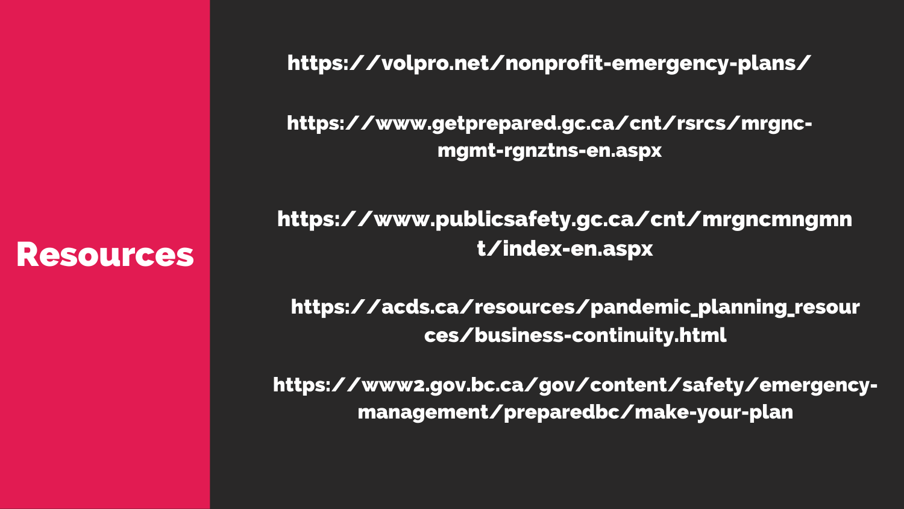# Resources

https://volpro.net/nonprofit-emergency-plans/

https://www.getprepared.gc.ca/cnt/rsrcs/mrgnc-mgmt-rgnztns-en.aspx

https://www.publicsafety.gc.ca/cnt/mrgncmngmnt/index-en.aspx

https://acds.ca/resources/pandemic_planning_resources/business-continuity.html

https://www2.gov.bc.ca/gov/content/safety/emergency-management/preparedbc/make-your-plan